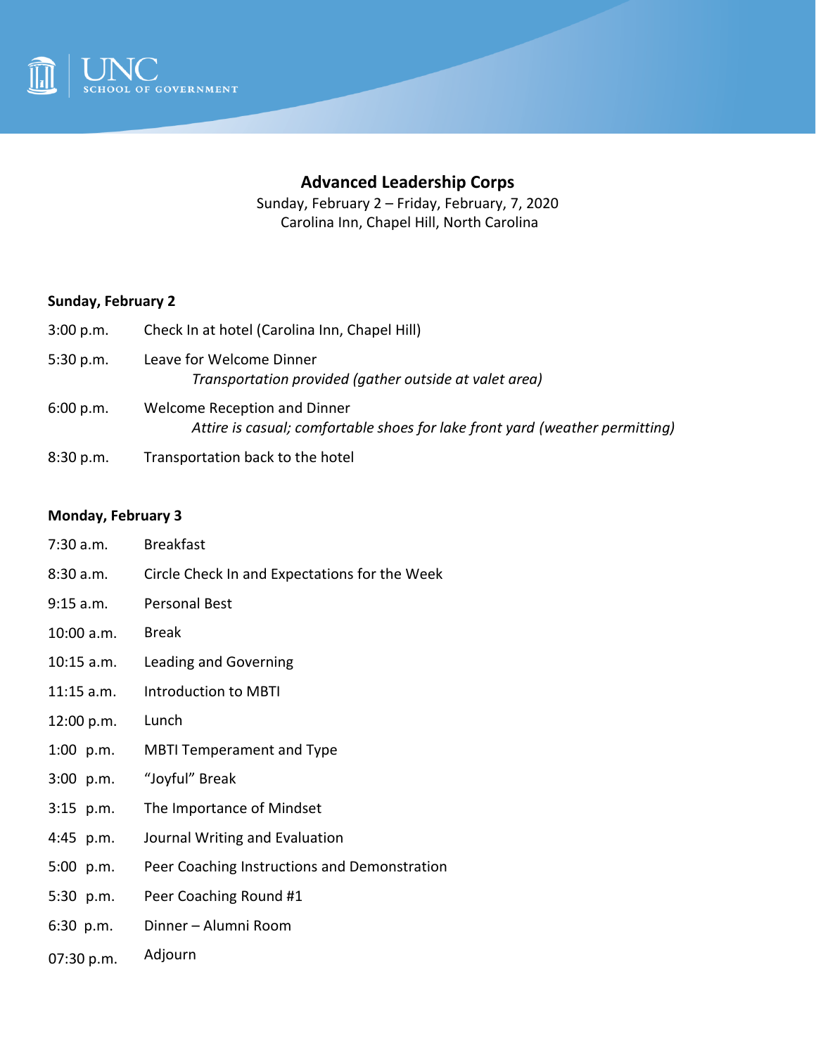UNC SCHOOL OF GOVERNMENT

# Advanced Leadership Corps

Sunday, February 2 – Friday, February, 7, 2020
Carolina Inn, Chapel Hill, North Carolina

**Sunday, February 2**

3:00 p.m. Check In at hotel (Carolina Inn, Chapel Hill)

5:30 p.m. Leave for Welcome Dinner
*Transportation provided (gather outside at valet area)*

6:00 p.m. Welcome Reception and Dinner
*Attire is casual; comfortable shoes for lake front yard (weather permitting)*

8:30 p.m. Transportation back to the hotel

**Monday, February 3**

7:30 a.m. Breakfast

8:30 a.m. Circle Check In and Expectations for the Week

9:15 a.m. Personal Best

10:00 a.m. Break

10:15 a.m. Leading and Governing

11:15 a.m. Introduction to MBTI

12:00 p.m. Lunch

1:00 p.m. MBTI Temperament and Type

3:00 p.m. "Joyful" Break

3:15 p.m. The Importance of Mindset

4:45 p.m. Journal Writing and Evaluation

5:00 p.m. Peer Coaching Instructions and Demonstration

5:30 p.m. Peer Coaching Round #1

6:30 p.m. Dinner – Alumni Room

07:30 p.m. Adjourn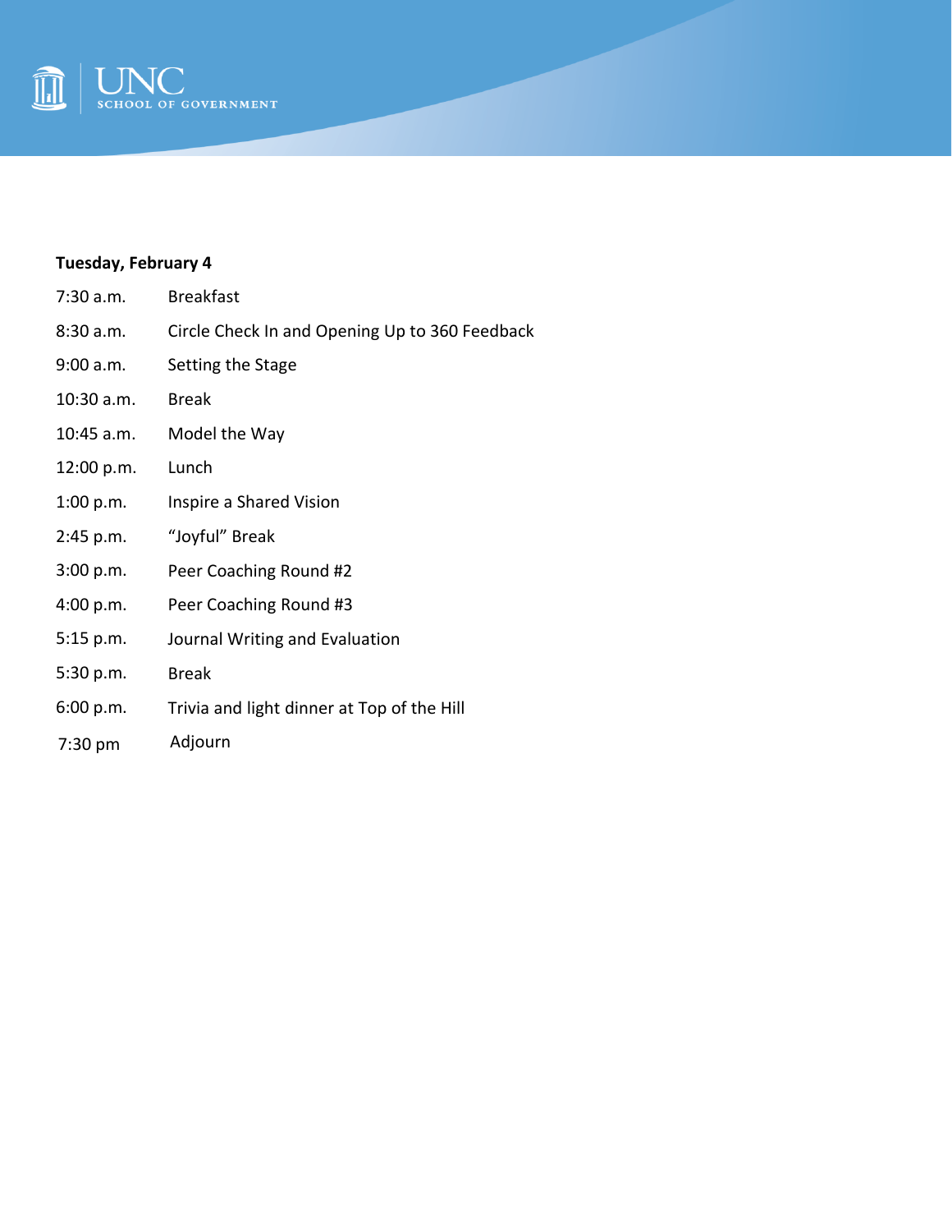**Tuesday, February 4**

| | |
|---|---|
| 7:30 a.m. | Breakfast |
| 8:30 a.m. | Circle Check In and Opening Up to 360 Feedback |
| 9:00 a.m. | Setting the Stage |
| 10:30 a.m. | Break |
| 10:45 a.m. | Model the Way |
| 12:00 p.m. | Lunch |
| 1:00 p.m. | Inspire a Shared Vision |
| 2:45 p.m. | "Joyful" Break |
| 3:00 p.m. | Peer Coaching Round #2 |
| 4:00 p.m. | Peer Coaching Round #3 |
| 5:15 p.m. | Journal Writing and Evaluation |
| 5:30 p.m. | Break |
| 6:00 p.m. | Trivia and light dinner at Top of the Hill |
| 7:30 pm | Adjourn |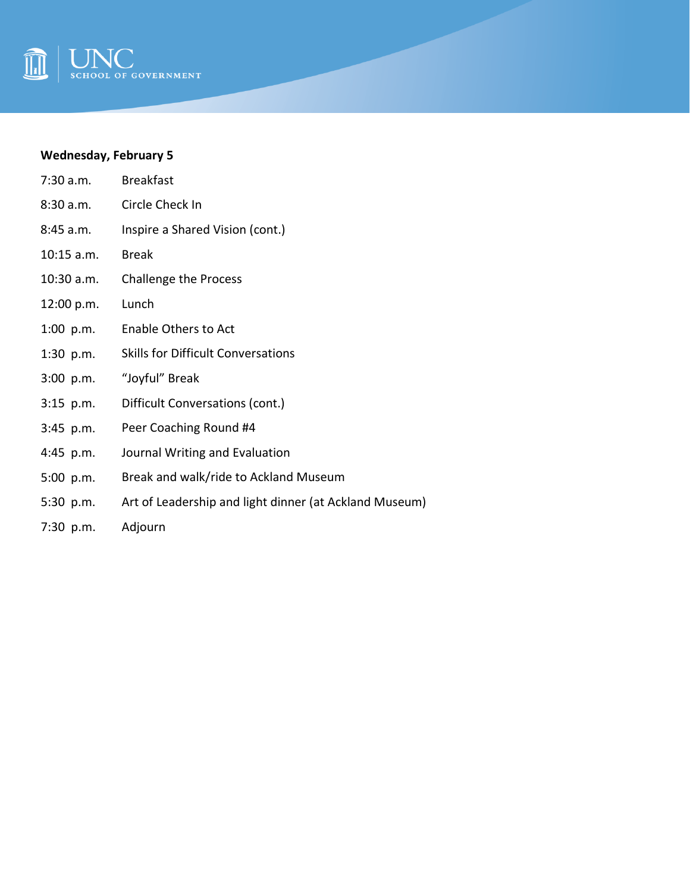**Wednesday, February 5**

| | |
|---|---|
| 7:30 a.m. | Breakfast |
| 8:30 a.m. | Circle Check In |
| 8:45 a.m. | Inspire a Shared Vision (cont.) |
| 10:15 a.m. | Break |
| 10:30 a.m. | Challenge the Process |
| 12:00 p.m. | Lunch |
| 1:00 p.m. | Enable Others to Act |
| 1:30 p.m. | Skills for Difficult Conversations |
| 3:00 p.m. | "Joyful" Break |
| 3:15 p.m. | Difficult Conversations (cont.) |
| 3:45 p.m. | Peer Coaching Round #4 |
| 4:45 p.m. | Journal Writing and Evaluation |
| 5:00 p.m. | Break and walk/ride to Ackland Museum |
| 5:30 p.m. | Art of Leadership and light dinner (at Ackland Museum) |
| 7:30 p.m. | Adjourn |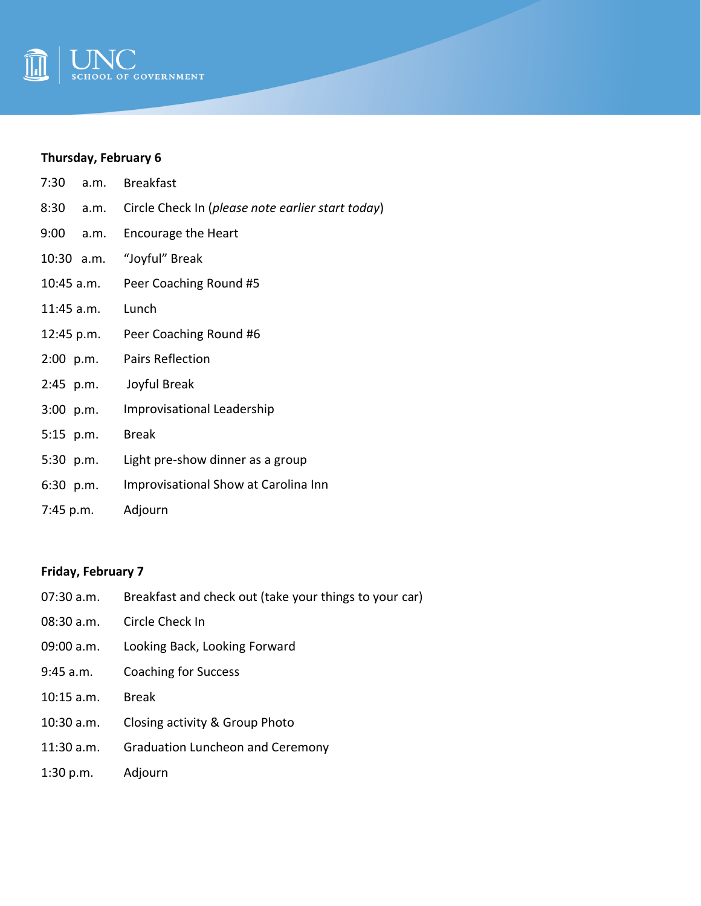**Thursday, February 6**

| | |
|---|---|
| 7:30 a.m. | Breakfast |
| 8:30 a.m. | Circle Check In (*please note earlier start today*) |
| 9:00 a.m. | Encourage the Heart |
| 10:30 a.m. | “Joyful” Break |
| 10:45 a.m. | Peer Coaching Round #5 |
| 11:45 a.m. | Lunch |
| 12:45 p.m. | Peer Coaching Round #6 |
| 2:00 p.m. | Pairs Reflection |
| 2:45 p.m. | Joyful Break |
| 3:00 p.m. | Improvisational Leadership |
| 5:15 p.m. | Break |
| 5:30 p.m. | Light pre-show dinner as a group |
| 6:30 p.m. | Improvisational Show at Carolina Inn |
| 7:45 p.m. | Adjourn |

**Friday, February 7**

| | |
|---|---|
| 07:30 a.m. | Breakfast and check out (take your things to your car) |
| 08:30 a.m. | Circle Check In |
| 09:00 a.m. | Looking Back, Looking Forward |
| 9:45 a.m. | Coaching for Success |
| 10:15 a.m. | Break |
| 10:30 a.m. | Closing activity & Group Photo |
| 11:30 a.m. | Graduation Luncheon and Ceremony |
| 1:30 p.m. | Adjourn |